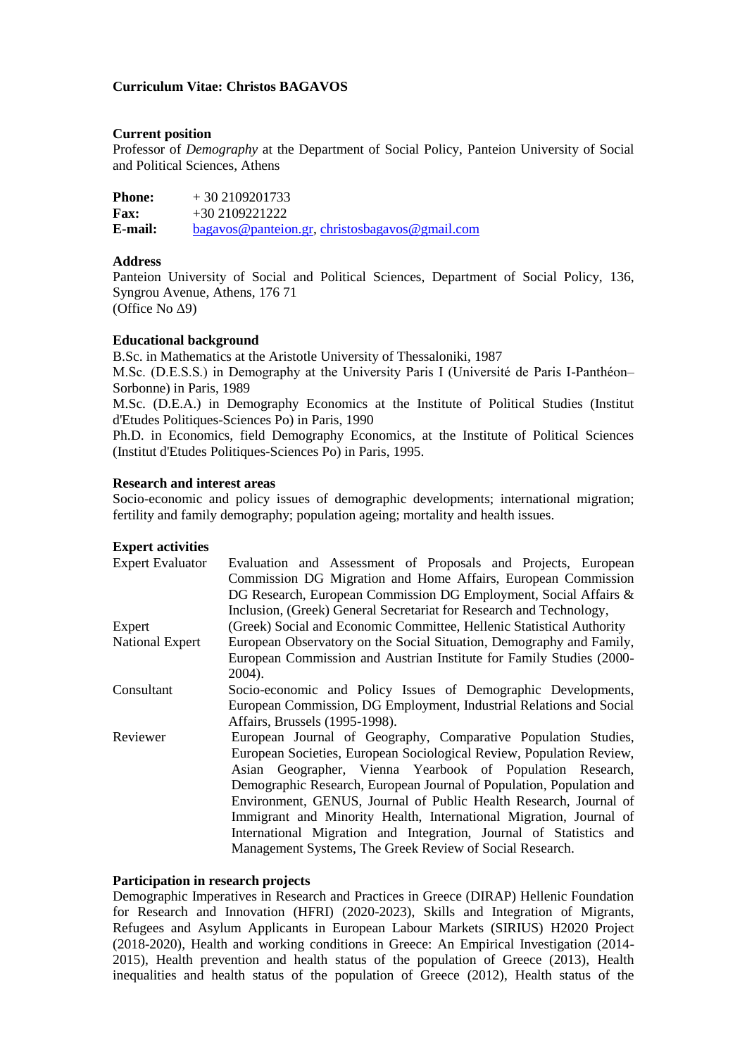**Curriculum Vitae: Christos BAGAVOS**

**Current position**

Professor of *Demography* at the Department of Social Policy, Panteion University of Social and Political Sciences, Athens

**Phone:** + 30 2109201733
**Fax:** +30 2109221222
**E-mail:** bagavos@panteion.gr, christosbagavos@gmail.com

**Address**

Panteion University of Social and Political Sciences, Department of Social Policy, 136, Syngrou Avenue, Athens, 176 71
(Office No Δ9)

**Educational background**

B.Sc. in Mathematics at the Aristotle University of Thessaloniki, 1987
M.Sc. (D.E.S.S.) in Demography at the University Paris I (Université de Paris I-Panthéon–Sorbonne) in Paris, 1989
M.Sc. (D.E.A.) in Demography Economics at the Institute of Political Studies (Institut d'Etudes Politiques-Sciences Po) in Paris, 1990
Ph.D. in Economics, field Demography Economics, at the Institute of Political Sciences (Institut d'Etudes Politiques-Sciences Po) in Paris, 1995.

**Research and interest areas**

Socio-economic and policy issues of demographic developments; international migration; fertility and family demography; population ageing; mortality and health issues.

**Expert activities**

| | |
|---|---|
| Expert Evaluator | Evaluation and Assessment of Proposals and Projects, European Commission DG Migration and Home Affairs, European Commission DG Research, European Commission DG Employment, Social Affairs & Inclusion, (Greek) General Secretariat for Research and Technology, |
| Expert | (Greek) Social and Economic Committee, Hellenic Statistical Authority |
| National Expert | European Observatory on the Social Situation, Demography and Family, European Commission and Austrian Institute for Family Studies (2000-2004). |
| Consultant | Socio-economic and Policy Issues of Demographic Developments, European Commission, DG Employment, Industrial Relations and Social Affairs, Brussels (1995-1998). |
| Reviewer | European Journal of Geography, Comparative Population Studies, European Societies, European Sociological Review, Population Review, Asian Geographer, Vienna Yearbook of Population Research, Demographic Research, European Journal of Population, Population and Environment, GENUS, Journal of Public Health Research, Journal of Immigrant and Minority Health, International Migration, Journal of International Migration and Integration, Journal of Statistics and Management Systems, The Greek Review of Social Research. |

**Participation in research projects**

Demographic Imperatives in Research and Practices in Greece (DIRAP) Hellenic Foundation for Research and Innovation (HFRI) (2020-2023), Skills and Integration of Migrants, Refugees and Asylum Applicants in European Labour Markets (SIRIUS) H2020 Project (2018-2020), Health and working conditions in Greece: An Empirical Investigation (2014-2015), Health prevention and health status of the population of Greece (2013), Health inequalities and health status of the population of Greece (2012), Health status of the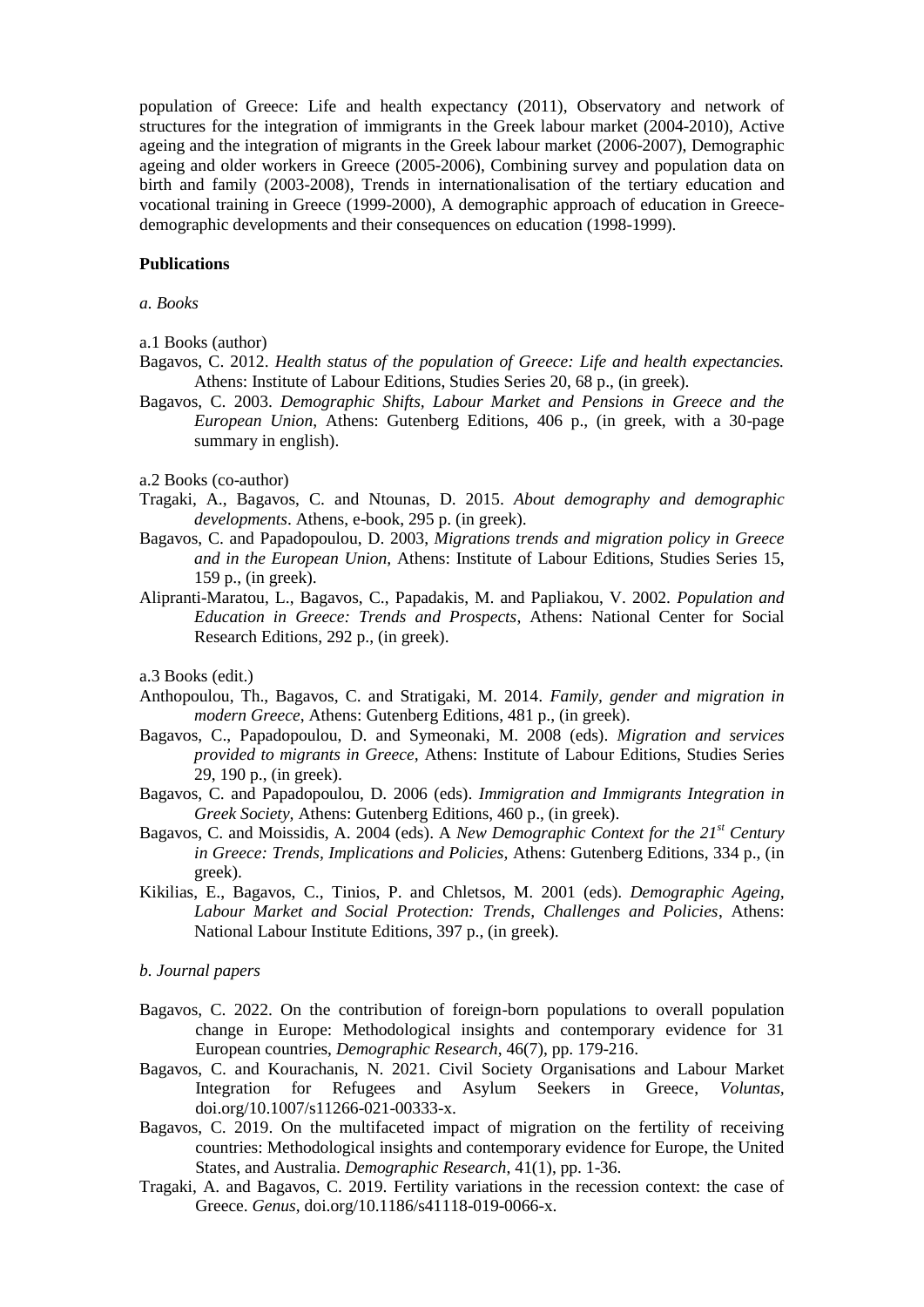population of Greece: Life and health expectancy (2011), Observatory and network of structures for the integration of immigrants in the Greek labour market (2004-2010), Active ageing and the integration of migrants in the Greek labour market (2006-2007), Demographic ageing and older workers in Greece (2005-2006), Combining survey and population data on birth and family (2003-2008), Trends in internationalisation of the tertiary education and vocational training in Greece (1999-2000), A demographic approach of education in Greece-demographic developments and their consequences on education (1998-1999).

**Publications**

*a. Books*

a.1 Books (author)

Bagavos, C. 2012. *Health status of the population of Greece: Life and health expectancies.* Athens: Institute of Labour Editions, Studies Series 20, 68 p., (in greek).

Bagavos, C. 2003. *Demographic Shifts, Labour Market and Pensions in Greece and the European Union*, Athens: Gutenberg Editions, 406 p., (in greek, with a 30-page summary in english).

a.2 Books (co-author)

Tragaki, A., Bagavos, C. and Ntounas, D. 2015. *About demography and demographic developments*. Athens, e-book, 295 p. (in greek).

Bagavos, C. and Papadopoulou, D. 2003, *Migrations trends and migration policy in Greece and in the European Union,* Athens: Institute of Labour Editions, Studies Series 15, 159 p., (in greek).

Alipranti-Maratou, L., Bagavos, C., Papadakis, M. and Papliakou, V. 2002. *Population and Education in Greece: Trends and Prospects*, Athens: National Center for Social Research Editions, 292 p., (in greek).

a.3 Books (edit.)

Anthopoulou, Th., Bagavos, C. and Stratigaki, M. 2014. *Family, gender and migration in modern Greece*, Athens: Gutenberg Editions, 481 p., (in greek).

Bagavos, C., Papadopoulou, D. and Symeonaki, M. 2008 (eds). *Migration and services provided to migrants in Greece,* Athens: Institute of Labour Editions, Studies Series 29, 190 p., (in greek).

Bagavos, C. and Papadopoulou, D. 2006 (eds). *Immigration and Immigrants Integration in Greek Society*, Athens: Gutenberg Editions, 460 p., (in greek).

Bagavos, C. and Moissidis, A. 2004 (eds). A *New Demographic Context for the 21st Century in Greece: Trends, Implications and Policies,* Athens: Gutenberg Editions, 334 p., (in greek).

Kikilias, E., Bagavos, C., Tinios, P. and Chletsos, M. 2001 (eds). *Demographic Ageing, Labour Market and Social Protection: Trends, Challenges and Policies*, Athens: National Labour Institute Editions, 397 p., (in greek).

*b. Journal papers*

Bagavos, C. 2022. On the contribution of foreign-born populations to overall population change in Europe: Methodological insights and contemporary evidence for 31 European countries, *Demographic Research*, 46(7), pp. 179-216.

Bagavos, C. and Kourachanis, N. 2021. Civil Society Organisations and Labour Market Integration for Refugees and Asylum Seekers in Greece, *Voluntas*, doi.org/10.1007/s11266-021-00333-x.

Bagavos, C. 2019. On the multifaceted impact of migration on the fertility of receiving countries: Methodological insights and contemporary evidence for Europe, the United States, and Australia. *Demographic Research*, 41(1), pp. 1-36.

Tragaki, A. and Bagavos, C. 2019. Fertility variations in the recession context: the case of Greece. *Genus*, doi.org/10.1186/s41118-019-0066-x.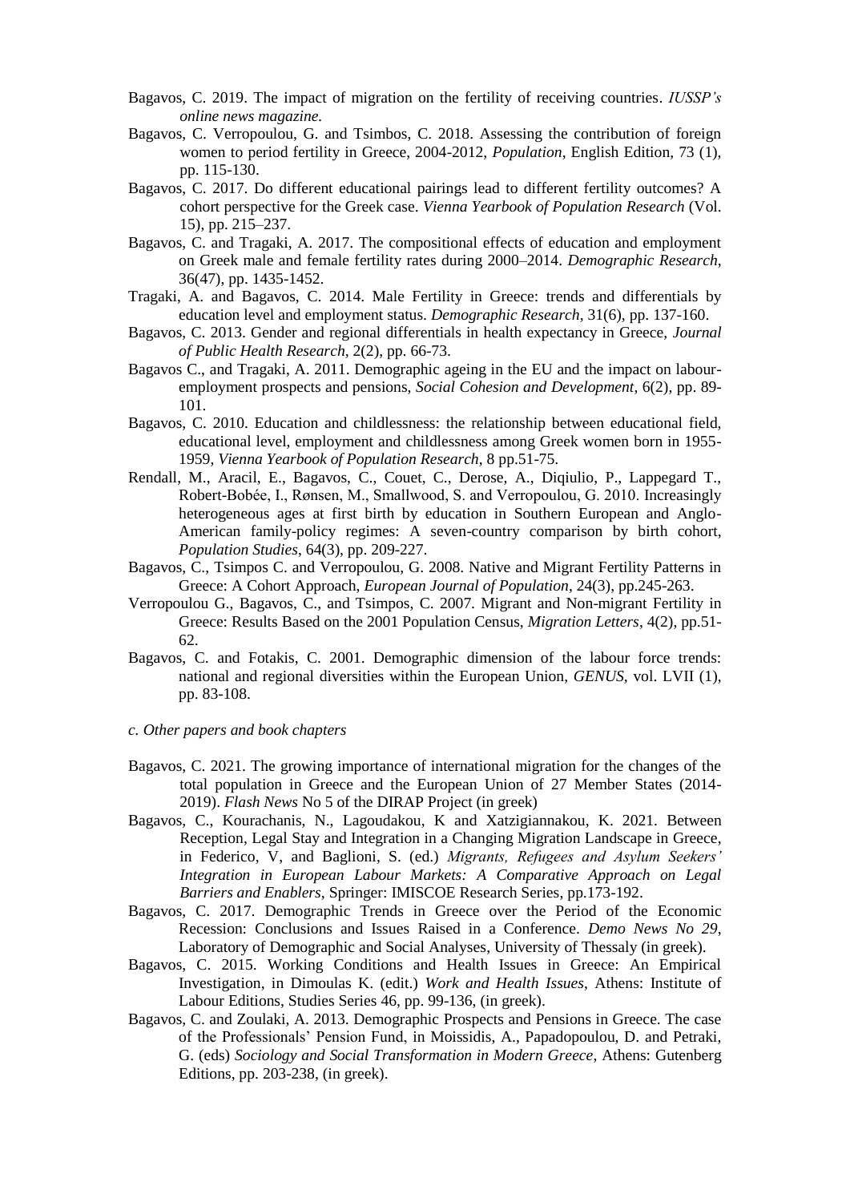- Bagavos, C. 2019. The impact of migration on the fertility of receiving countries. *IUSSP's online news magazine.*
- Bagavos, C. Verropoulou, G. and Tsimbos, C. 2018. Assessing the contribution of foreign women to period fertility in Greece, 2004-2012, *Population*, English Edition, 73 (1), pp. 115-130.
- Bagavos, C. 2017. Do different educational pairings lead to different fertility outcomes? A cohort perspective for the Greek case. *Vienna Yearbook of Population Research* (Vol. 15), pp. 215–237.
- Bagavos, C. and Tragaki, A. 2017. The compositional effects of education and employment on Greek male and female fertility rates during 2000–2014. *Demographic Research*, 36(47), pp. 1435-1452.
- Tragaki, A. and Bagavos, C. 2014. Male Fertility in Greece: trends and differentials by education level and employment status. *Demographic Research*, 31(6), pp. 137-160.
- Bagavos, C. 2013. Gender and regional differentials in health expectancy in Greece, *Journal of Public Health Research*, 2(2), pp. 66-73.
- Bagavos C., and Tragaki, A. 2011. Demographic ageing in the EU and the impact on labour-employment prospects and pensions, *Social Cohesion and Development*, 6(2), pp. 89-101.
- Bagavos, C. 2010. Education and childlessness: the relationship between educational field, educational level, employment and childlessness among Greek women born in 1955-1959, *Vienna Yearbook of Population Research*, 8 pp.51-75.
- Rendall, M., Aracil, E., Bagavos, C., Couet, C., Derose, A., Diqiulio, P., Lappegard T., Robert-Bobée, I., Rønsen, M., Smallwood, S. and Verropoulou, G. 2010. Increasingly heterogeneous ages at first birth by education in Southern European and Anglo-American family-policy regimes: A seven-country comparison by birth cohort, *Population Studies*, 64(3), pp. 209-227.
- Bagavos, C., Tsimpos C. and Verropoulou, G. 2008. Native and Migrant Fertility Patterns in Greece: A Cohort Approach, *European Journal of Population*, 24(3), pp.245-263.
- Verropoulou G., Bagavos, C., and Tsimpos, C. 2007. Migrant and Non-migrant Fertility in Greece: Results Based on the 2001 Population Census, *Migration Letters*, 4(2), pp.51-62.
- Bagavos, C. and Fotakis, C. 2001. Demographic dimension of the labour force trends: national and regional diversities within the European Union, *GENUS*, vol. LVII (1), pp. 83-108.

*c. Other papers and book chapters*

- Bagavos, C. 2021. The growing importance of international migration for the changes of the total population in Greece and the European Union of 27 Member States (2014-2019). *Flash News* No 5 of the DIRAP Project (in greek)
- Bagavos, C., Kourachanis, N., Lagoudakou, K and Xatzigiannakou, K. 2021. Between Reception, Legal Stay and Integration in a Changing Migration Landscape in Greece, in Federico, V, and Baglioni, S. (ed.) *Migrants, Refugees and Asylum Seekers' Integration in European Labour Markets: A Comparative Approach on Legal Barriers and Enablers*, Springer: IMISCOE Research Series, pp.173-192.
- Bagavos, C. 2017. Demographic Trends in Greece over the Period of the Economic Recession: Conclusions and Issues Raised in a Conference. *Demo News No 29*, Laboratory of Demographic and Social Analyses, University of Thessaly (in greek).
- Bagavos, C. 2015. Working Conditions and Health Issues in Greece: An Empirical Investigation, in Dimoulas K. (edit.) *Work and Health Issues*, Athens: Institute of Labour Editions, Studies Series 46, pp. 99-136, (in greek).
- Bagavos, C. and Zoulaki, A. 2013. Demographic Prospects and Pensions in Greece. The case of the Professionals' Pension Fund, in Moissidis, A., Papadopoulou, D. and Petraki, G. (eds) *Sociology and Social Transformation in Modern Greece*, Athens: Gutenberg Editions, pp. 203-238, (in greek).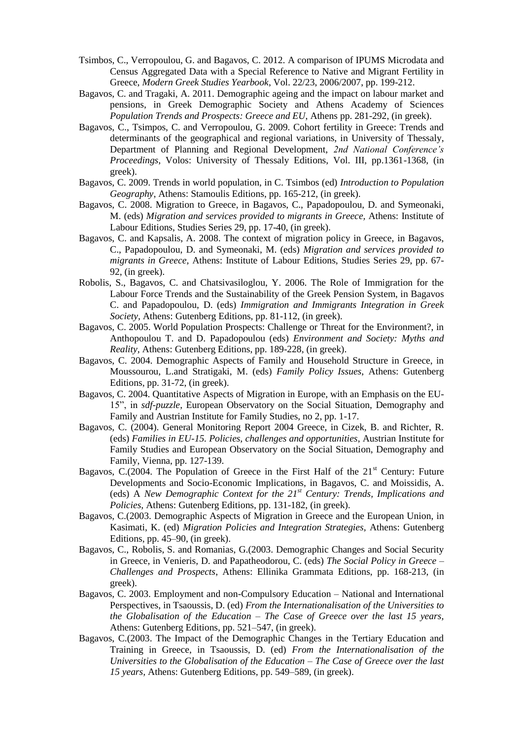- Tsimbos, C., Verropoulou, G. and Bagavos, C. 2012. A comparison of IPUMS Microdata and Census Aggregated Data with a Special Reference to Native and Migrant Fertility in Greece, *Modern Greek Studies Yearbook*, Vol. 22/23, 2006/2007, pp. 199-212.
- Bagavos, C. and Tragaki, A. 2011. Demographic ageing and the impact on labour market and pensions, in Greek Demographic Society and Athens Academy of Sciences *Population Trends and Prospects: Greece and EU*, Athens pp. 281-292, (in greek).
- Bagavos, C., Tsimpos, C. and Verropoulou, G. 2009. Cohort fertility in Greece: Trends and determinants of the geographical and regional variations, in University of Thessaly, Department of Planning and Regional Development, *2nd National Conference's Proceedings*, Volos: University of Thessaly Editions, Vol. III, pp.1361-1368, (in greek).
- Bagavos, C. 2009. Trends in world population, in C. Tsimbos (ed) *Introduction to Population Geography*, Athens: Stamoulis Editions, pp. 165-212, (in greek).
- Bagavos, C. 2008. Migration to Greece, in Bagavos, C., Papadopoulou, D. and Symeonaki, M. (eds) *Migration and services provided to migrants in Greece*, Athens: Institute of Labour Editions, Studies Series 29, pp. 17-40, (in greek).
- Bagavos, C. and Kapsalis, A. 2008. The context of migration policy in Greece, in Bagavos, C., Papadopoulou, D. and Symeonaki, M. (eds) *Migration and services provided to migrants in Greece*, Athens: Institute of Labour Editions, Studies Series 29, pp. 67-92, (in greek).
- Robolis, S., Bagavos, C. and Chatsivasiloglou, Y. 2006. The Role of Immigration for the Labour Force Trends and the Sustainability of the Greek Pension System, in Bagavos C. and Papadopoulou, D. (eds) *Immigration and Immigrants Integration in Greek Society*, Athens: Gutenberg Editions, pp. 81-112, (in greek).
- Bagavos, C. 2005. World Population Prospects: Challenge or Threat for the Environment?, in Anthopoulou T. and D. Papadopoulou (eds) *Environment and Society: Myths and Reality*, Athens: Gutenberg Editions, pp. 189-228, (in greek).
- Bagavos, C. 2004. Demographic Aspects of Family and Household Structure in Greece, in Moussourou, L.and Stratigaki, M. (eds) *Family Policy Issues*, Athens: Gutenberg Editions, pp. 31-72, (in greek).
- Bagavos, C. 2004. Quantitative Aspects of Migration in Europe, with an Emphasis on the EU-15", in *sdf-puzzle*, European Observatory on the Social Situation, Demography and Family and Austrian Institute for Family Studies, no 2, pp. 1-17.
- Bagavos, C. (2004). General Monitoring Report 2004 Greece, in Cizek, B. and Richter, R. (eds) *Families in EU-15. Policies, challenges and opportunities*, Austrian Institute for Family Studies and European Observatory on the Social Situation, Demography and Family, Vienna, pp. 127-139.
- Bagavos, C.(2004. The Population of Greece in the First Half of the 21st Century: Future Developments and Socio-Economic Implications, in Bagavos, C. and Moissidis, A. (eds) A *New Demographic Context for the 21st Century: Trends, Implications and Policies*, Athens: Gutenberg Editions, pp. 131-182, (in greek).
- Bagavos, C.(2003. Demographic Aspects of Migration in Greece and the European Union, in Kasimati, K. (ed) *Migration Policies and Integration Strategies*, Athens: Gutenberg Editions, pp. 45–90, (in greek).
- Bagavos, C., Robolis, S. and Romanias, G.(2003. Demographic Changes and Social Security in Greece, in Venieris, D. and Papatheodorou, C. (eds) *The Social Policy in Greece – Challenges and Prospects*, Athens: Ellinika Grammata Editions, pp. 168-213, (in greek).
- Bagavos, C. 2003. Employment and non-Compulsory Education – National and International Perspectives, in Tsaoussis, D. (ed) *From the Internationalisation of the Universities to the Globalisation of the Education – The Case of Greece over the last 15 years*, Athens: Gutenberg Editions, pp. 521–547, (in greek).
- Bagavos, C.(2003. The Impact of the Demographic Changes in the Tertiary Education and Training in Greece, in Tsaoussis, D. (ed) *From the Internationalisation of the Universities to the Globalisation of the Education – The Case of Greece over the last 15 years*, Athens: Gutenberg Editions, pp. 549–589, (in greek).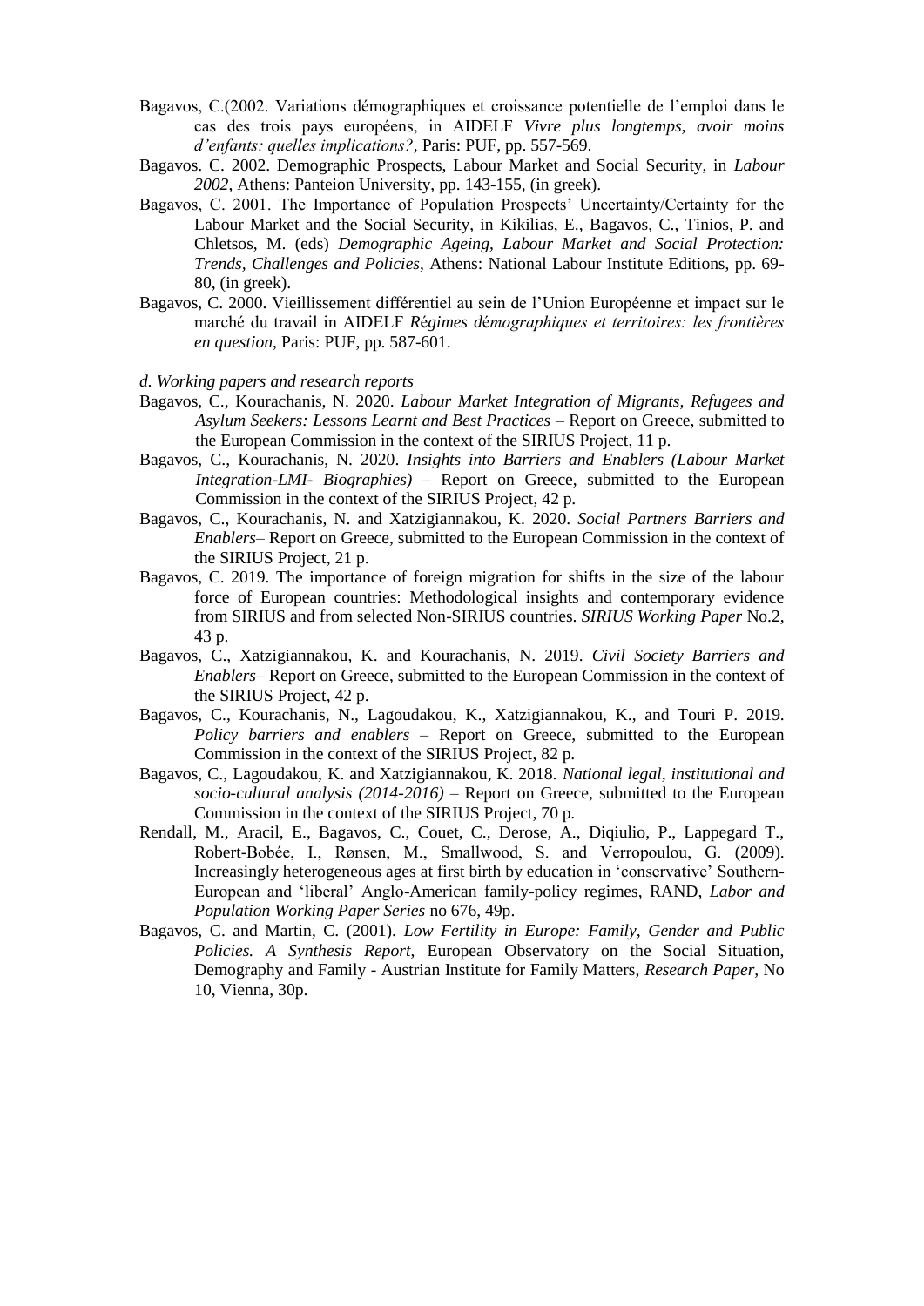Bagavos, C.(2002. Variations démographiques et croissance potentielle de l'emploi dans le cas des trois pays européens, in AIDELF *Vivre plus longtemps, avoir moins d'enfants: quelles implications?*, Paris: PUF, pp. 557-569.

Bagavos. C. 2002. Demographic Prospects, Labour Market and Social Security, in *Labour 2002*, Athens: Panteion University, pp. 143-155, (in greek).

Bagavos, C. 2001. The Importance of Population Prospects' Uncertainty/Certainty for the Labour Market and the Social Security, in Kikilias, E., Bagavos, C., Tinios, P. and Chletsos, M. (eds) *Demographic Ageing, Labour Market and Social Protection: Trends, Challenges and Policies*, Athens: National Labour Institute Editions, pp. 69-80, (in greek).

Bagavos, C. 2000. Vieillissement différentiel au sein de l'Union Européenne et impact sur le marché du travail in AIDELF *Régimes démographiques et territoires: les frontières en question*, Paris: PUF, pp. 587-601.

*d. Working papers and research reports*

Bagavos, C., Kourachanis, N. 2020. *Labour Market Integration of Migrants, Refugees and Asylum Seekers: Lessons Learnt and Best Practices* – Report on Greece, submitted to the European Commission in the context of the SIRIUS Project, 11 p.

Bagavos, C., Kourachanis, N. 2020. *Insights into Barriers and Enablers (Labour Market Integration-LMI- Biographies)* – Report on Greece, submitted to the European Commission in the context of the SIRIUS Project, 42 p.

Bagavos, C., Kourachanis, N. and Xatzigiannakou, K. 2020. *Social Partners Barriers and Enablers*– Report on Greece, submitted to the European Commission in the context of the SIRIUS Project, 21 p.

Bagavos, C. 2019. The importance of foreign migration for shifts in the size of the labour force of European countries: Methodological insights and contemporary evidence from SIRIUS and from selected Non-SIRIUS countries. *SIRIUS Working Paper* No.2, 43 p.

Bagavos, C., Xatzigiannakou, K. and Kourachanis, N. 2019. *Civil Society Barriers and Enablers*– Report on Greece, submitted to the European Commission in the context of the SIRIUS Project, 42 p.

Bagavos, C., Kourachanis, N., Lagoudakou, K., Xatzigiannakou, K., and Touri P. 2019. *Policy barriers and enablers* – Report on Greece, submitted to the European Commission in the context of the SIRIUS Project, 82 p.

Bagavos, C., Lagoudakou, K. and Xatzigiannakou, K. 2018. *National legal, institutional and socio-cultural analysis (2014-2016)* – Report on Greece, submitted to the European Commission in the context of the SIRIUS Project, 70 p.

Rendall, M., Aracil, E., Bagavos, C., Couet, C., Derose, A., Diqiulio, P., Lappegard T., Robert-Bobée, I., Rønsen, M., Smallwood, S. and Verropoulou, G. (2009). Increasingly heterogeneous ages at first birth by education in 'conservative' Southern-European and 'liberal' Anglo-American family-policy regimes, RAND, *Labor and Population Working Paper Series* no 676, 49p.

Bagavos, C. and Martin, C. (2001). *Low Fertility in Europe: Family, Gender and Public Policies. A Synthesis Report*, European Observatory on the Social Situation, Demography and Family - Austrian Institute for Family Matters, *Research Paper*, No 10, Vienna, 30p.